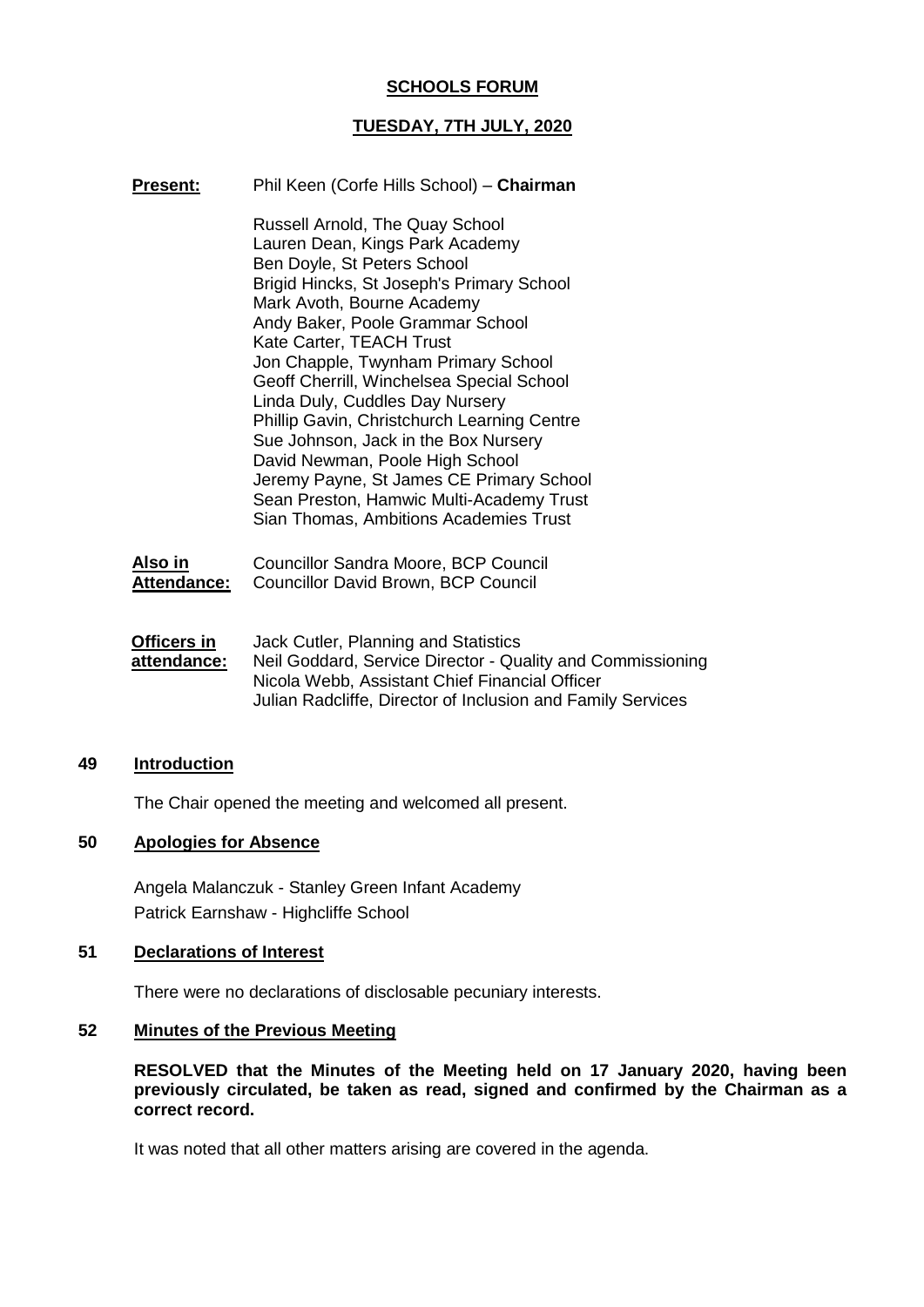# SCHOOLS FORUM

## TUESDAY, 7TH JULY, 2020

**Present:** Phil Keen (Corfe Hills School) – **Chairman**

Russell Arnold, The Quay School
Lauren Dean, Kings Park Academy
Ben Doyle, St Peters School
Brigid Hincks, St Joseph's Primary School
Mark Avoth, Bourne Academy
Andy Baker, Poole Grammar School
Kate Carter, TEACH Trust
Jon Chapple, Twynham Primary School
Geoff Cherrill, Winchelsea Special School
Linda Duly, Cuddles Day Nursery
Phillip Gavin, Christchurch Learning Centre
Sue Johnson, Jack in the Box Nursery
David Newman, Poole High School
Jeremy Payne, St James CE Primary School
Sean Preston, Hamwic Multi-Academy Trust
Sian Thomas, Ambitions Academies Trust

**Also in Attendance:** Councillor Sandra Moore, BCP Council
Councillor David Brown, BCP Council

**Officers in attendance:** Jack Cutler, Planning and Statistics
Neil Goddard, Service Director - Quality and Commissioning
Nicola Webb, Assistant Chief Financial Officer
Julian Radcliffe, Director of Inclusion and Family Services

### 49 Introduction

The Chair opened the meeting and welcomed all present.

### 50 Apologies for Absence

Angela Malanczuk - Stanley Green Infant Academy
Patrick Earnshaw - Highcliffe School

### 51 Declarations of Interest

There were no declarations of disclosable pecuniary interests.

### 52 Minutes of the Previous Meeting

**RESOLVED that the Minutes of the Meeting held on 17 January 2020, having been previously circulated, be taken as read, signed and confirmed by the Chairman as a correct record.**

It was noted that all other matters arising are covered in the agenda.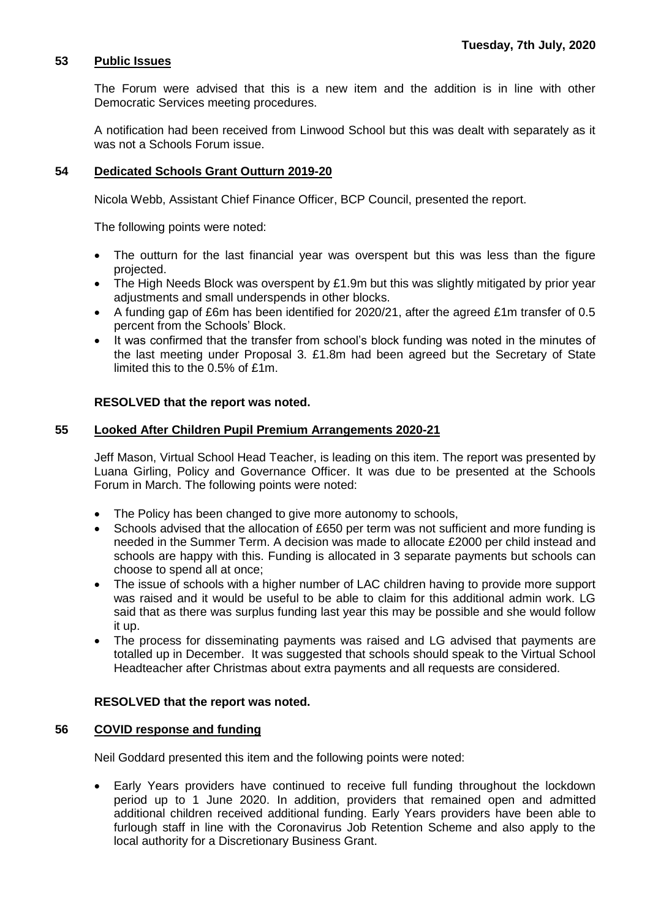## 53 Public Issues

The Forum were advised that this is a new item and the addition is in line with other Democratic Services meeting procedures.

A notification had been received from Linwood School but this was dealt with separately as it was not a Schools Forum issue.

## 54 Dedicated Schools Grant Outturn 2019-20

Nicola Webb, Assistant Chief Finance Officer, BCP Council, presented the report.

The following points were noted:

- The outturn for the last financial year was overspent but this was less than the figure projected.
- The High Needs Block was overspent by £1.9m but this was slightly mitigated by prior year adjustments and small underspends in other blocks.
- A funding gap of £6m has been identified for 2020/21, after the agreed £1m transfer of 0.5 percent from the Schools' Block.
- It was confirmed that the transfer from school's block funding was noted in the minutes of the last meeting under Proposal 3. £1.8m had been agreed but the Secretary of State limited this to the 0.5% of £1m.

**RESOLVED that the report was noted.**

## 55 Looked After Children Pupil Premium Arrangements 2020-21

Jeff Mason, Virtual School Head Teacher, is leading on this item. The report was presented by Luana Girling, Policy and Governance Officer. It was due to be presented at the Schools Forum in March. The following points were noted:

- The Policy has been changed to give more autonomy to schools,
- Schools advised that the allocation of £650 per term was not sufficient and more funding is needed in the Summer Term. A decision was made to allocate £2000 per child instead and schools are happy with this. Funding is allocated in 3 separate payments but schools can choose to spend all at once;
- The issue of schools with a higher number of LAC children having to provide more support was raised and it would be useful to be able to claim for this additional admin work. LG said that as there was surplus funding last year this may be possible and she would follow it up.
- The process for disseminating payments was raised and LG advised that payments are totalled up in December. It was suggested that schools should speak to the Virtual School Headteacher after Christmas about extra payments and all requests are considered.

**RESOLVED that the report was noted.**

## 56 COVID response and funding

Neil Goddard presented this item and the following points were noted:

- Early Years providers have continued to receive full funding throughout the lockdown period up to 1 June 2020. In addition, providers that remained open and admitted additional children received additional funding. Early Years providers have been able to furlough staff in line with the Coronavirus Job Retention Scheme and also apply to the local authority for a Discretionary Business Grant.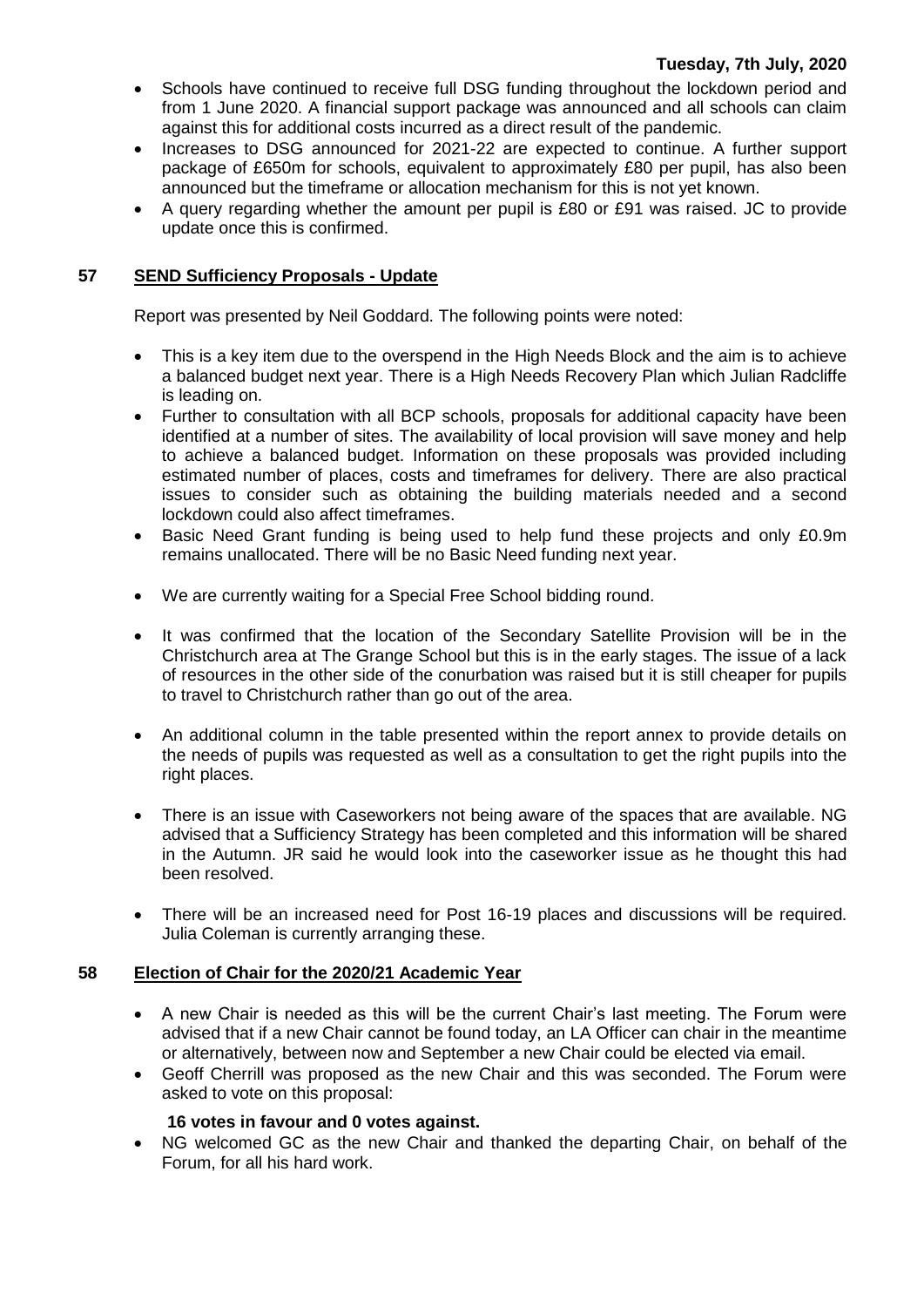- Schools have continued to receive full DSG funding throughout the lockdown period and from 1 June 2020. A financial support package was announced and all schools can claim against this for additional costs incurred as a direct result of the pandemic.
- Increases to DSG announced for 2021-22 are expected to continue. A further support package of £650m for schools, equivalent to approximately £80 per pupil, has also been announced but the timeframe or allocation mechanism for this is not yet known.
- A query regarding whether the amount per pupil is £80 or £91 was raised. JC to provide update once this is confirmed.

## 57 SEND Sufficiency Proposals - Update

Report was presented by Neil Goddard. The following points were noted:

- This is a key item due to the overspend in the High Needs Block and the aim is to achieve a balanced budget next year. There is a High Needs Recovery Plan which Julian Radcliffe is leading on.
- Further to consultation with all BCP schools, proposals for additional capacity have been identified at a number of sites. The availability of local provision will save money and help to achieve a balanced budget. Information on these proposals was provided including estimated number of places, costs and timeframes for delivery. There are also practical issues to consider such as obtaining the building materials needed and a second lockdown could also affect timeframes.
- Basic Need Grant funding is being used to help fund these projects and only £0.9m remains unallocated. There will be no Basic Need funding next year.
- We are currently waiting for a Special Free School bidding round.
- It was confirmed that the location of the Secondary Satellite Provision will be in the Christchurch area at The Grange School but this is in the early stages. The issue of a lack of resources in the other side of the conurbation was raised but it is still cheaper for pupils to travel to Christchurch rather than go out of the area.
- An additional column in the table presented within the report annex to provide details on the needs of pupils was requested as well as a consultation to get the right pupils into the right places.
- There is an issue with Caseworkers not being aware of the spaces that are available. NG advised that a Sufficiency Strategy has been completed and this information will be shared in the Autumn. JR said he would look into the caseworker issue as he thought this had been resolved.
- There will be an increased need for Post 16-19 places and discussions will be required. Julia Coleman is currently arranging these.

## 58 Election of Chair for the 2020/21 Academic Year

- A new Chair is needed as this will be the current Chair's last meeting. The Forum were advised that if a new Chair cannot be found today, an LA Officer can chair in the meantime or alternatively, between now and September a new Chair could be elected via email.
- Geoff Cherrill was proposed as the new Chair and this was seconded. The Forum were asked to vote on this proposal:

  **16 votes in favour and 0 votes against.**
- NG welcomed GC as the new Chair and thanked the departing Chair, on behalf of the Forum, for all his hard work.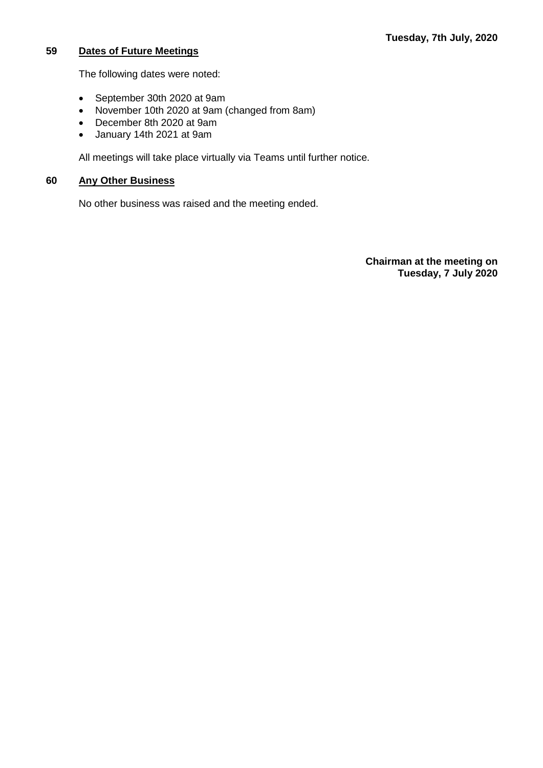**Tuesday, 7th July, 2020**

### 59 Dates of Future Meetings

The following dates were noted:

- September 30th 2020 at 9am
- November 10th 2020 at 9am (changed from 8am)
- December 8th 2020 at 9am
- January 14th 2021 at 9am

All meetings will take place virtually via Teams until further notice.

### 60 Any Other Business

No other business was raised and the meeting ended.

**Chairman at the meeting on**
**Tuesday, 7 July 2020**